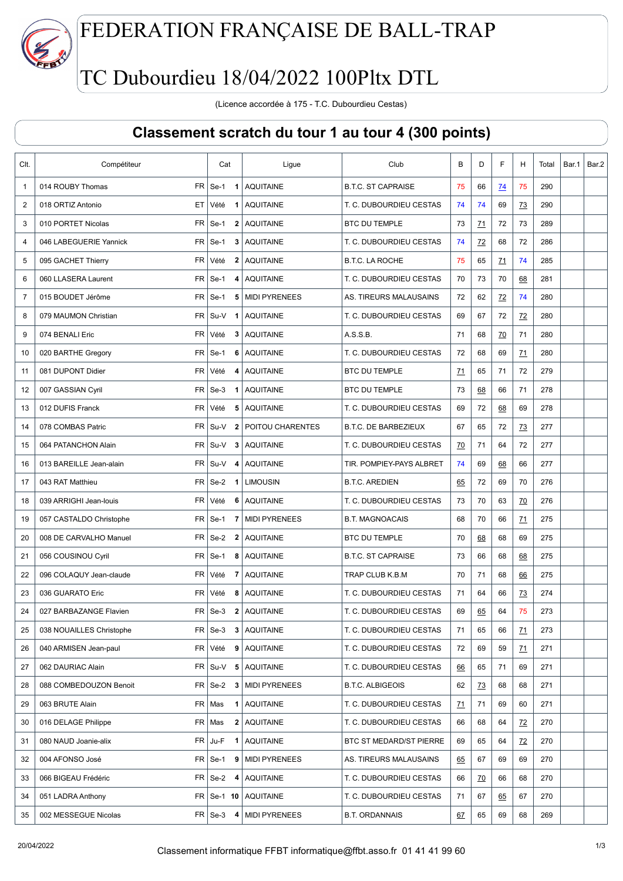# FEDERATION FRANÇAISE DE BALL-TRAP

# TC Dubourdieu 18/04/2022 100Pltx DTL

(Licence accordée à 175 - T.C. Dubourdieu Cestas)

## Classement scratch du tour 1 au tour 4 (300 points)

| Clt. | Compétiteur | | Cat | | Ligue | Club | B | D | F | H | Total | Bar.1 | Bar.2 |
|---|---|---|---|---|---|---|---|---|---|---|---|---|---|
| 1 | 014 ROUBY Thomas | FR | Se-1 | 1 | AQUITAINE | B.T.C. ST CAPRAISE | 75 | 66 | 74 | 75 | 290 | | |
| 2 | 018 ORTIZ Antonio | ET | Vété | 1 | AQUITAINE | T. C. DUBOURDIEU CESTAS | 74 | 74 | 69 | 73 | 290 | | |
| 3 | 010 PORTET Nicolas | FR | Se-1 | 2 | AQUITAINE | BTC DU TEMPLE | 73 | 71 | 72 | 73 | 289 | | |
| 4 | 046 LABEGUERIE Yannick | FR | Se-1 | 3 | AQUITAINE | T. C. DUBOURDIEU CESTAS | 74 | 72 | 68 | 72 | 286 | | |
| 5 | 095 GACHET Thierry | FR | Vété | 2 | AQUITAINE | B.T.C. LA ROCHE | 75 | 65 | 71 | 74 | 285 | | |
| 6 | 060 LLASERA Laurent | FR | Se-1 | 4 | AQUITAINE | T. C. DUBOURDIEU CESTAS | 70 | 73 | 70 | 68 | 281 | | |
| 7 | 015 BOUDET Jérôme | FR | Se-1 | 5 | MIDI PYRENEES | AS. TIREURS MALAUSAINS | 72 | 62 | 72 | 74 | 280 | | |
| 8 | 079 MAUMON Christian | FR | Su-V | 1 | AQUITAINE | T. C. DUBOURDIEU CESTAS | 69 | 67 | 72 | 72 | 280 | | |
| 9 | 074 BENALI Eric | FR | Vété | 3 | AQUITAINE | A.S.S.B. | 71 | 68 | 70 | 71 | 280 | | |
| 10 | 020 BARTHE Gregory | FR | Se-1 | 6 | AQUITAINE | T. C. DUBOURDIEU CESTAS | 72 | 68 | 69 | 71 | 280 | | |
| 11 | 081 DUPONT Didier | FR | Vété | 4 | AQUITAINE | BTC DU TEMPLE | 71 | 65 | 71 | 72 | 279 | | |
| 12 | 007 GASSIAN Cyril | FR | Se-3 | 1 | AQUITAINE | BTC DU TEMPLE | 73 | 68 | 66 | 71 | 278 | | |
| 13 | 012 DUFIS Franck | FR | Vété | 5 | AQUITAINE | T. C. DUBOURDIEU CESTAS | 69 | 72 | 68 | 69 | 278 | | |
| 14 | 078 COMBAS Patric | FR | Su-V | 2 | POITOU CHARENTES | B.T.C. DE BARBEZIEUX | 67 | 65 | 72 | 73 | 277 | | |
| 15 | 064 PATANCHON Alain | FR | Su-V | 3 | AQUITAINE | T. C. DUBOURDIEU CESTAS | 70 | 71 | 64 | 72 | 277 | | |
| 16 | 013 BAREILLE Jean-alain | FR | Su-V | 4 | AQUITAINE | TIR. POMPIEY-PAYS ALBRET | 74 | 69 | 68 | 66 | 277 | | |
| 17 | 043 RAT Matthieu | FR | Se-2 | 1 | LIMOUSIN | B.T.C. AREDIEN | 65 | 72 | 69 | 70 | 276 | | |
| 18 | 039 ARRIGHI Jean-louis | FR | Vété | 6 | AQUITAINE | T. C. DUBOURDIEU CESTAS | 73 | 70 | 63 | 70 | 276 | | |
| 19 | 057 CASTALDO Christophe | FR | Se-1 | 7 | MIDI PYRENEES | B.T. MAGNOACAIS | 68 | 70 | 66 | 71 | 275 | | |
| 20 | 008 DE CARVALHO Manuel | FR | Se-2 | 2 | AQUITAINE | BTC DU TEMPLE | 70 | 68 | 68 | 69 | 275 | | |
| 21 | 056 COUSINOU Cyril | FR | Se-1 | 8 | AQUITAINE | B.T.C. ST CAPRAISE | 73 | 66 | 68 | 68 | 275 | | |
| 22 | 096 COLAQUY Jean-claude | FR | Vété | 7 | AQUITAINE | TRAP CLUB K.B.M | 70 | 71 | 68 | 66 | 275 | | |
| 23 | 036 GUARATO Eric | FR | Vété | 8 | AQUITAINE | T. C. DUBOURDIEU CESTAS | 71 | 64 | 66 | 73 | 274 | | |
| 24 | 027 BARBAZANGE Flavien | FR | Se-3 | 2 | AQUITAINE | T. C. DUBOURDIEU CESTAS | 69 | 65 | 64 | 75 | 273 | | |
| 25 | 038 NOUAILLES Christophe | FR | Se-3 | 3 | AQUITAINE | T. C. DUBOURDIEU CESTAS | 71 | 65 | 66 | 71 | 273 | | |
| 26 | 040 ARMISEN Jean-paul | FR | Vété | 9 | AQUITAINE | T. C. DUBOURDIEU CESTAS | 72 | 69 | 59 | 71 | 271 | | |
| 27 | 062 DAURIAC Alain | FR | Su-V | 5 | AQUITAINE | T. C. DUBOURDIEU CESTAS | 66 | 65 | 71 | 69 | 271 | | |
| 28 | 088 COMBEDOUZON Benoit | FR | Se-2 | 3 | MIDI PYRENEES | B.T.C. ALBIGEOIS | 62 | 73 | 68 | 68 | 271 | | |
| 29 | 063 BRUTE Alain | FR | Mas | 1 | AQUITAINE | T. C. DUBOURDIEU CESTAS | 71 | 71 | 69 | 60 | 271 | | |
| 30 | 016 DELAGE Philippe | FR | Mas | 2 | AQUITAINE | T. C. DUBOURDIEU CESTAS | 66 | 68 | 64 | 72 | 270 | | |
| 31 | 080 NAUD Joanie-alix | FR | Ju-F | 1 | AQUITAINE | BTC ST MEDARD/ST PIERRE | 69 | 65 | 64 | 72 | 270 | | |
| 32 | 004 AFONSO José | FR | Se-1 | 9 | MIDI PYRENEES | AS. TIREURS MALAUSAINS | 65 | 67 | 69 | 69 | 270 | | |
| 33 | 066 BIGEAU Frédéric | FR | Se-2 | 4 | AQUITAINE | T. C. DUBOURDIEU CESTAS | 66 | 70 | 66 | 68 | 270 | | |
| 34 | 051 LADRA Anthony | FR | Se-1 | 10 | AQUITAINE | T. C. DUBOURDIEU CESTAS | 71 | 67 | 65 | 67 | 270 | | |
| 35 | 002 MESSEGUE Nicolas | FR | Se-3 | 4 | MIDI PYRENEES | B.T. ORDANNAIS | 67 | 65 | 69 | 68 | 269 | | |

20/04/2022

Classement informatique FFBT informatique@ffbt.asso.fr 01 41 41 99 60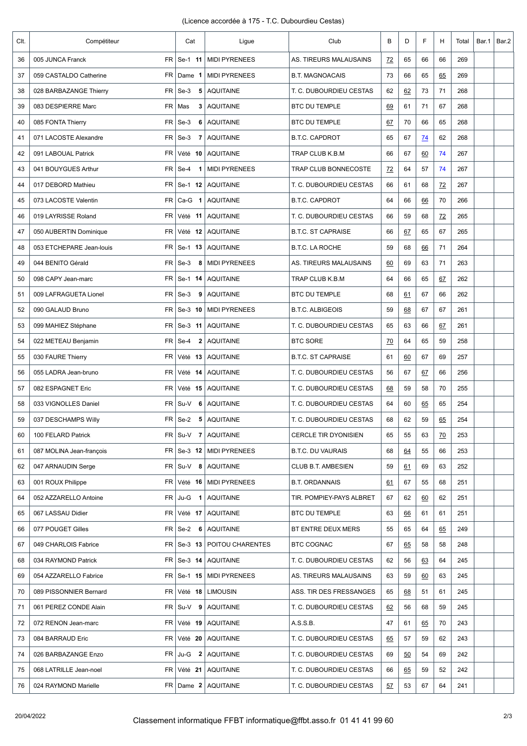(Licence accordée à 175 - T.C. Dubourdieu Cestas)

| Clt. | Compétiteur | | Cat | | Ligue | Club | B | D | F | H | Total | Bar.1 | Bar.2 |
|---|---|---|---|---|---|---|---|---|---|---|---|---|---|
| 36 | 005 JUNCA Franck | FR | Se-1 | 11 | MIDI PYRENEES | AS. TIREURS MALAUSAINS | 72 | 65 | 66 | 66 | 269 | | |
| 37 | 059 CASTALDO Catherine | FR | Dame | 1 | MIDI PYRENEES | B.T. MAGNOACAIS | 73 | 66 | 65 | 65 | 269 | | |
| 38 | 028 BARBAZANGE Thierry | FR | Se-3 | 5 | AQUITAINE | T. C. DUBOURDIEU CESTAS | 62 | 62 | 73 | 71 | 268 | | |
| 39 | 083 DESPIERRE Marc | FR | Mas | 3 | AQUITAINE | BTC DU TEMPLE | 69 | 61 | 71 | 67 | 268 | | |
| 40 | 085 FONTA Thierry | FR | Se-3 | 6 | AQUITAINE | BTC DU TEMPLE | 67 | 70 | 66 | 65 | 268 | | |
| 41 | 071 LACOSTE Alexandre | FR | Se-3 | 7 | AQUITAINE | B.T.C. CAPDROT | 65 | 67 | 74 | 62 | 268 | | |
| 42 | 091 LABOUAL Patrick | FR | Vété | 10 | AQUITAINE | TRAP CLUB K.B.M | 66 | 67 | 60 | 74 | 267 | | |
| 43 | 041 BOUYGUES Arthur | FR | Se-4 | 1 | MIDI PYRENEES | TRAP CLUB BONNECOSTE | 72 | 64 | 57 | 74 | 267 | | |
| 44 | 017 DEBORD Mathieu | FR | Se-1 | 12 | AQUITAINE | T. C. DUBOURDIEU CESTAS | 66 | 61 | 68 | 72 | 267 | | |
| 45 | 073 LACOSTE Valentin | FR | Ca-G | 1 | AQUITAINE | B.T.C. CAPDROT | 64 | 66 | 66 | 70 | 266 | | |
| 46 | 019 LAYRISSE Roland | FR | Vété | 11 | AQUITAINE | T. C. DUBOURDIEU CESTAS | 66 | 59 | 68 | 72 | 265 | | |
| 47 | 050 AUBERTIN Dominique | FR | Vété | 12 | AQUITAINE | B.T.C. ST CAPRAISE | 66 | 67 | 65 | 67 | 265 | | |
| 48 | 053 ETCHEPARE Jean-louis | FR | Se-1 | 13 | AQUITAINE | B.T.C. LA ROCHE | 59 | 68 | 66 | 71 | 264 | | |
| 49 | 044 BENITO Gérald | FR | Se-3 | 8 | MIDI PYRENEES | AS. TIREURS MALAUSAINS | 60 | 69 | 63 | 71 | 263 | | |
| 50 | 098 CAPY Jean-marc | FR | Se-1 | 14 | AQUITAINE | TRAP CLUB K.B.M | 64 | 66 | 65 | 67 | 262 | | |
| 51 | 009 LAFRAGUETA Lionel | FR | Se-3 | 9 | AQUITAINE | BTC DU TEMPLE | 68 | 61 | 67 | 66 | 262 | | |
| 52 | 090 GALAUD Bruno | FR | Se-3 | 10 | MIDI PYRENEES | B.T.C. ALBIGEOIS | 59 | 68 | 67 | 67 | 261 | | |
| 53 | 099 MAHIEZ Stéphane | FR | Se-3 | 11 | AQUITAINE | T. C. DUBOURDIEU CESTAS | 65 | 63 | 66 | 67 | 261 | | |
| 54 | 022 METEAU Benjamin | FR | Se-4 | 2 | AQUITAINE | BTC SORE | 70 | 64 | 65 | 59 | 258 | | |
| 55 | 030 FAURE Thierry | FR | Vété | 13 | AQUITAINE | B.T.C. ST CAPRAISE | 61 | 60 | 67 | 69 | 257 | | |
| 56 | 055 LADRA Jean-bruno | FR | Vété | 14 | AQUITAINE | T. C. DUBOURDIEU CESTAS | 56 | 67 | 67 | 66 | 256 | | |
| 57 | 082 ESPAGNET Eric | FR | Vété | 15 | AQUITAINE | T. C. DUBOURDIEU CESTAS | 68 | 59 | 58 | 70 | 255 | | |
| 58 | 033 VIGNOLLES Daniel | FR | Su-V | 6 | AQUITAINE | T. C. DUBOURDIEU CESTAS | 64 | 60 | 65 | 65 | 254 | | |
| 59 | 037 DESCHAMPS Willy | FR | Se-2 | 5 | AQUITAINE | T. C. DUBOURDIEU CESTAS | 68 | 62 | 59 | 65 | 254 | | |
| 60 | 100 FELARD Patrick | FR | Su-V | 7 | AQUITAINE | CERCLE TIR DYONISIEN | 65 | 55 | 63 | 70 | 253 | | |
| 61 | 087 MOLINA Jean-françois | FR | Se-3 | 12 | MIDI PYRENEES | B.T.C. DU VAURAIS | 68 | 64 | 55 | 66 | 253 | | |
| 62 | 047 ARNAUDIN Serge | FR | Su-V | 8 | AQUITAINE | CLUB B.T. AMBESIEN | 59 | 61 | 69 | 63 | 252 | | |
| 63 | 001 ROUX Philippe | FR | Vété | 16 | MIDI PYRENEES | B.T. ORDANNAIS | 61 | 67 | 55 | 68 | 251 | | |
| 64 | 052 AZZARELLO Antoine | FR | Ju-G | 1 | AQUITAINE | TIR. POMPIEY-PAYS ALBRET | 67 | 62 | 60 | 62 | 251 | | |
| 65 | 067 LASSAU Didier | FR | Vété | 17 | AQUITAINE | BTC DU TEMPLE | 63 | 66 | 61 | 61 | 251 | | |
| 66 | 077 POUGET Gilles | FR | Se-2 | 6 | AQUITAINE | BT ENTRE DEUX MERS | 55 | 65 | 64 | 65 | 249 | | |
| 67 | 049 CHARLOIS Fabrice | FR | Se-3 | 13 | POITOU CHARENTES | BTC COGNAC | 67 | 65 | 58 | 58 | 248 | | |
| 68 | 034 RAYMOND Patrick | FR | Se-3 | 14 | AQUITAINE | T. C. DUBOURDIEU CESTAS | 62 | 56 | 63 | 64 | 245 | | |
| 69 | 054 AZZARELLO Fabrice | FR | Se-1 | 15 | MIDI PYRENEES | AS. TIREURS MALAUSAINS | 63 | 59 | 60 | 63 | 245 | | |
| 70 | 089 PISSONNIER Bernard | FR | Vété | 18 | LIMOUSIN | ASS. TIR DES FRESSANGES | 65 | 68 | 51 | 61 | 245 | | |
| 71 | 061 PEREZ CONDE Alain | FR | Su-V | 9 | AQUITAINE | T. C. DUBOURDIEU CESTAS | 62 | 56 | 68 | 59 | 245 | | |
| 72 | 072 RENON Jean-marc | FR | Vété | 19 | AQUITAINE | A.S.S.B. | 47 | 61 | 65 | 70 | 243 | | |
| 73 | 084 BARRAUD Eric | FR | Vété | 20 | AQUITAINE | T. C. DUBOURDIEU CESTAS | 65 | 57 | 59 | 62 | 243 | | |
| 74 | 026 BARBAZANGE Enzo | FR | Ju-G | 2 | AQUITAINE | T. C. DUBOURDIEU CESTAS | 69 | 50 | 54 | 69 | 242 | | |
| 75 | 068 LATRILLE Jean-noel | FR | Vété | 21 | AQUITAINE | T. C. DUBOURDIEU CESTAS | 66 | 65 | 59 | 52 | 242 | | |
| 76 | 024 RAYMOND Marielle | FR | Dame | 2 | AQUITAINE | T. C. DUBOURDIEU CESTAS | 57 | 53 | 67 | 64 | 241 | | |

20/04/2022 Classement informatique FFBT informatique@ffbt.asso.fr 01 41 41 99 60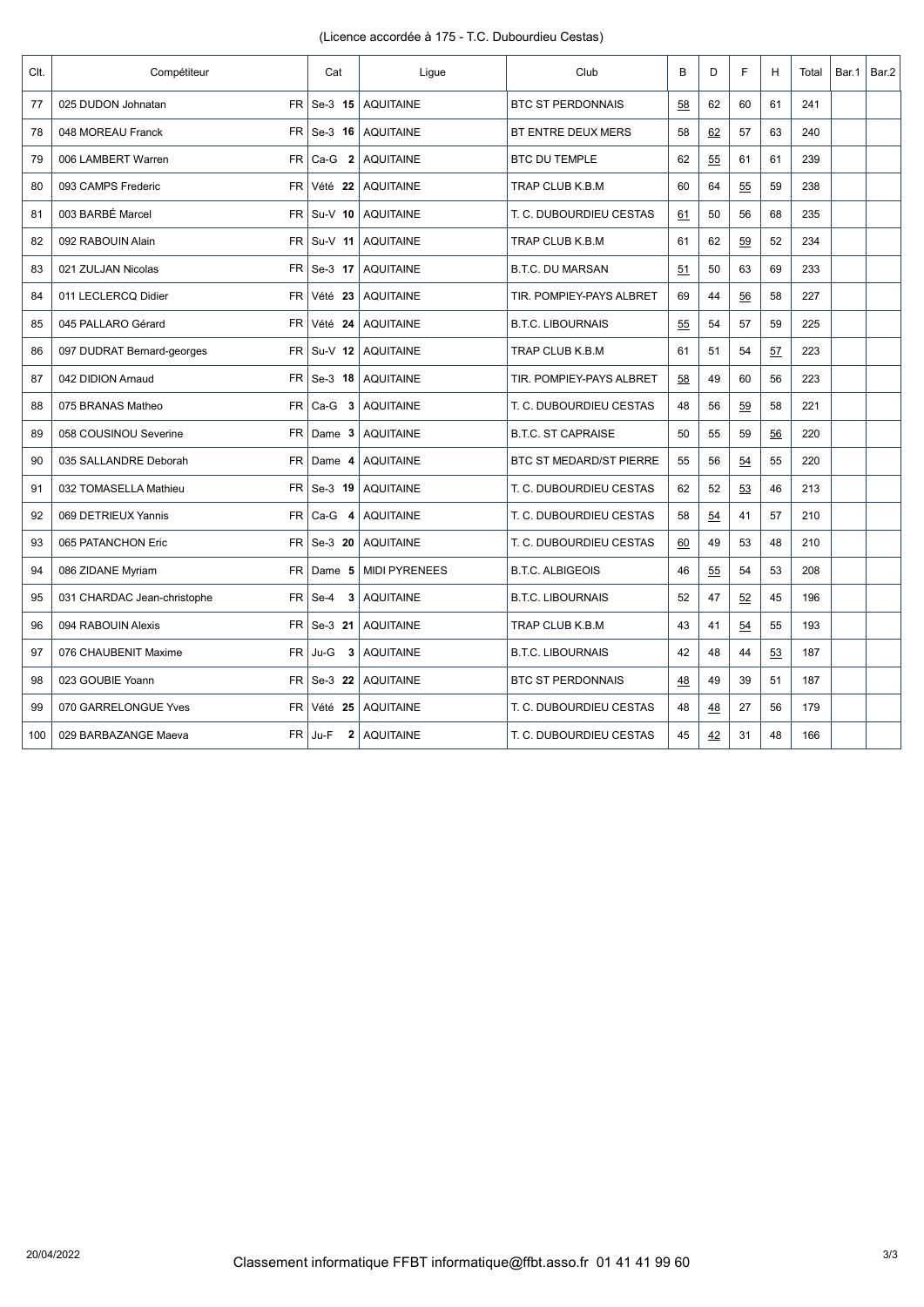(Licence accordée à 175 - T.C. Dubourdieu Cestas)

| Clt. | Compétiteur | | Cat | Ligue | Club | B | D | F | H | Total | Bar.1 | Bar.2 |
|---|---|---|---|---|---|---|---|---|---|---|---|---|
| 77 | 025 DUDON Johnatan | FR | Se-3 **15** | AQUITAINE | BTC ST PERDONNAIS | 58 | 62 | 60 | 61 | 241 | | |
| 78 | 048 MOREAU Franck | FR | Se-3 **16** | AQUITAINE | BT ENTRE DEUX MERS | 58 | 62 | 57 | 63 | 240 | | |
| 79 | 006 LAMBERT Warren | FR | Ca-G **2** | AQUITAINE | BTC DU TEMPLE | 62 | 55 | 61 | 61 | 239 | | |
| 80 | 093 CAMPS Frederic | FR | Vété **22** | AQUITAINE | TRAP CLUB K.B.M | 60 | 64 | 55 | 59 | 238 | | |
| 81 | 003 BARBÉ Marcel | FR | Su-V **10** | AQUITAINE | T. C. DUBOURDIEU CESTAS | 61 | 50 | 56 | 68 | 235 | | |
| 82 | 092 RABOUIN Alain | FR | Su-V **11** | AQUITAINE | TRAP CLUB K.B.M | 61 | 62 | 59 | 52 | 234 | | |
| 83 | 021 ZULJAN Nicolas | FR | Se-3 **17** | AQUITAINE | B.T.C. DU MARSAN | 51 | 50 | 63 | 69 | 233 | | |
| 84 | 011 LECLERCQ Didier | FR | Vété **23** | AQUITAINE | TIR. POMPIEY-PAYS ALBRET | 69 | 44 | 56 | 58 | 227 | | |
| 85 | 045 PALLARO Gérard | FR | Vété **24** | AQUITAINE | B.T.C. LIBOURNAIS | 55 | 54 | 57 | 59 | 225 | | |
| 86 | 097 DUDRAT Bernard-georges | FR | Su-V **12** | AQUITAINE | TRAP CLUB K.B.M | 61 | 51 | 54 | 57 | 223 | | |
| 87 | 042 DIDION Arnaud | FR | Se-3 **18** | AQUITAINE | TIR. POMPIEY-PAYS ALBRET | 58 | 49 | 60 | 56 | 223 | | |
| 88 | 075 BRANAS Matheo | FR | Ca-G **3** | AQUITAINE | T. C. DUBOURDIEU CESTAS | 48 | 56 | 59 | 58 | 221 | | |
| 89 | 058 COUSINOU Severine | FR | Dame **3** | AQUITAINE | B.T.C. ST CAPRAISE | 50 | 55 | 59 | 56 | 220 | | |
| 90 | 035 SALLANDRE Deborah | FR | Dame **4** | AQUITAINE | BTC ST MEDARD/ST PIERRE | 55 | 56 | 54 | 55 | 220 | | |
| 91 | 032 TOMASELLA Mathieu | FR | Se-3 **19** | AQUITAINE | T. C. DUBOURDIEU CESTAS | 62 | 52 | 53 | 46 | 213 | | |
| 92 | 069 DETRIEUX Yannis | FR | Ca-G **4** | AQUITAINE | T. C. DUBOURDIEU CESTAS | 58 | 54 | 41 | 57 | 210 | | |
| 93 | 065 PATANCHON Eric | FR | Se-3 **20** | AQUITAINE | T. C. DUBOURDIEU CESTAS | 60 | 49 | 53 | 48 | 210 | | |
| 94 | 086 ZIDANE Myriam | FR | Dame **5** | MIDI PYRENEES | B.T.C. ALBIGEOIS | 46 | 55 | 54 | 53 | 208 | | |
| 95 | 031 CHARDAC Jean-christophe | FR | Se-4 **3** | AQUITAINE | B.T.C. LIBOURNAIS | 52 | 47 | 52 | 45 | 196 | | |
| 96 | 094 RABOUIN Alexis | FR | Se-3 **21** | AQUITAINE | TRAP CLUB K.B.M | 43 | 41 | 54 | 55 | 193 | | |
| 97 | 076 CHAUBENIT Maxime | FR | Ju-G **3** | AQUITAINE | B.T.C. LIBOURNAIS | 42 | 48 | 44 | 53 | 187 | | |
| 98 | 023 GOUBIE Yoann | FR | Se-3 **22** | AQUITAINE | BTC ST PERDONNAIS | 48 | 49 | 39 | 51 | 187 | | |
| 99 | 070 GARRELONGUE Yves | FR | Vété **25** | AQUITAINE | T. C. DUBOURDIEU CESTAS | 48 | 48 | 27 | 56 | 179 | | |
| 100 | 029 BARBAZANGE Maeva | FR | Ju-F **2** | AQUITAINE | T. C. DUBOURDIEU CESTAS | 45 | 42 | 31 | 48 | 166 | | |

20/04/2022

Classement informatique FFBT informatique@ffbt.asso.fr 01 41 41 99 60